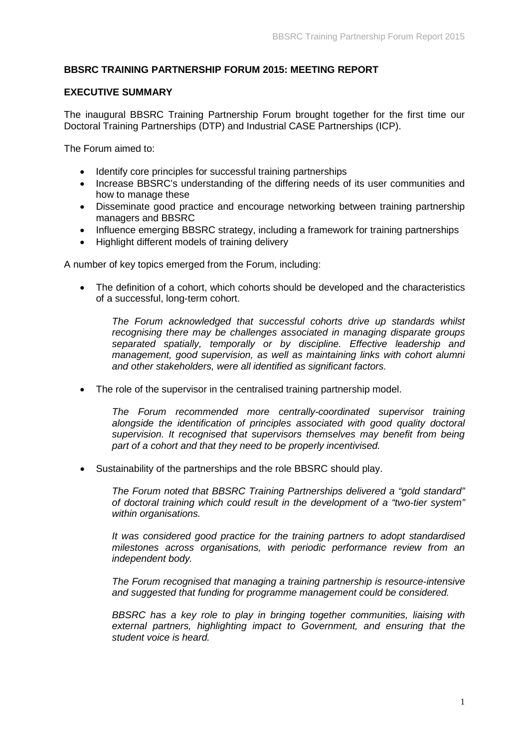# BBSRC TRAINING PARTNERSHIP FORUM 2015: MEETING REPORT

## EXECUTIVE SUMMARY

The inaugural BBSRC Training Partnership Forum brought together for the first time our Doctoral Training Partnerships (DTP) and Industrial CASE Partnerships (ICP).

The Forum aimed to:

- Identify core principles for successful training partnerships
- Increase BBSRC's understanding of the differing needs of its user communities and how to manage these
- Disseminate good practice and encourage networking between training partnership managers and BBSRC
- Influence emerging BBSRC strategy, including a framework for training partnerships
- Highlight different models of training delivery

A number of key topics emerged from the Forum, including:

- The definition of a cohort, which cohorts should be developed and the characteristics of a successful, long-term cohort.

  *The Forum acknowledged that successful cohorts drive up standards whilst recognising there may be challenges associated in managing disparate groups separated spatially, temporally or by discipline. Effective leadership and management, good supervision, as well as maintaining links with cohort alumni and other stakeholders, were all identified as significant factors.*

- The role of the supervisor in the centralised training partnership model.

  *The Forum recommended more centrally-coordinated supervisor training alongside the identification of principles associated with good quality doctoral supervision. It recognised that supervisors themselves may benefit from being part of a cohort and that they need to be properly incentivised.*

- Sustainability of the partnerships and the role BBSRC should play.

  *The Forum noted that BBSRC Training Partnerships delivered a "gold standard" of doctoral training which could result in the development of a "two-tier system" within organisations.*

  *It was considered good practice for the training partners to adopt standardised milestones across organisations, with periodic performance review from an independent body.*

  *The Forum recognised that managing a training partnership is resource-intensive and suggested that funding for programme management could be considered.*

  *BBSRC has a key role to play in bringing together communities, liaising with external partners, highlighting impact to Government, and ensuring that the student voice is heard.*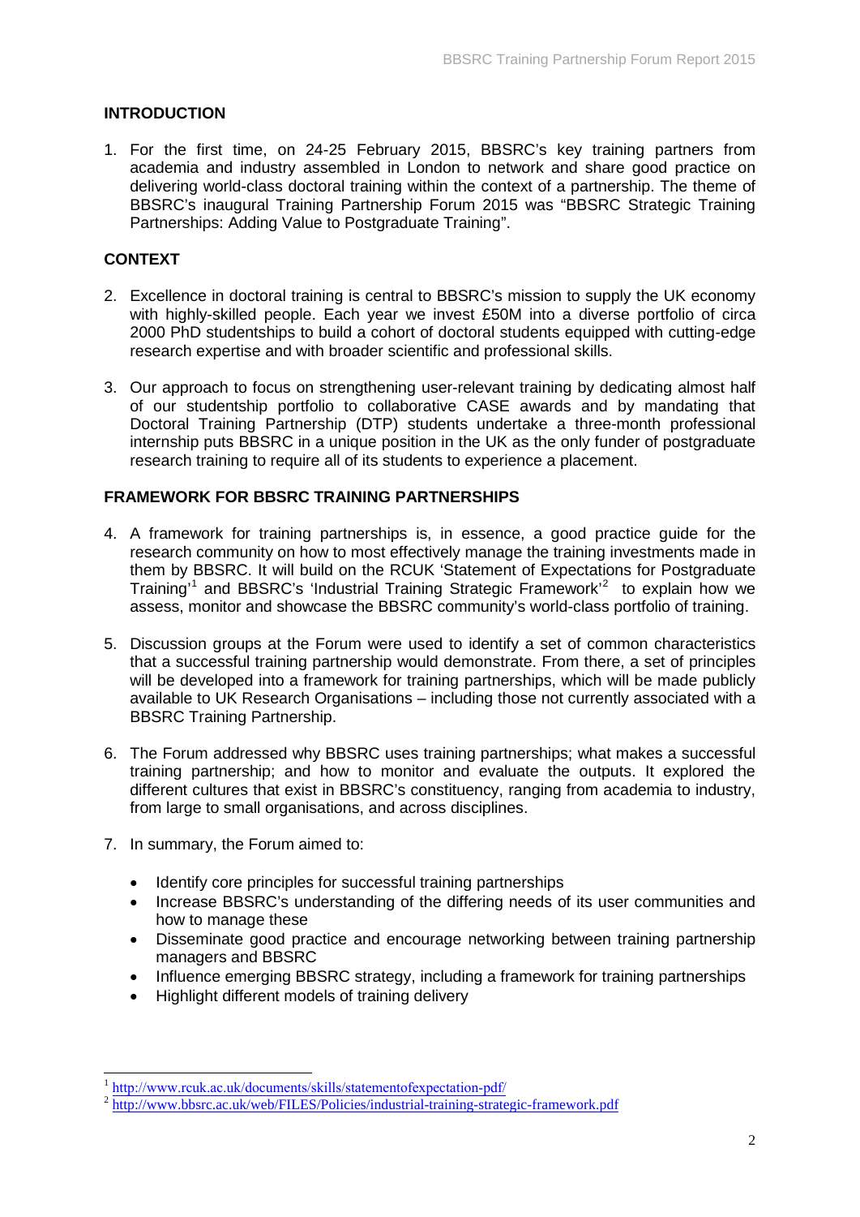## INTRODUCTION

1. For the first time, on 24-25 February 2015, BBSRC's key training partners from academia and industry assembled in London to network and share good practice on delivering world-class doctoral training within the context of a partnership. The theme of BBSRC's inaugural Training Partnership Forum 2015 was "BBSRC Strategic Training Partnerships: Adding Value to Postgraduate Training".

## CONTEXT

2. Excellence in doctoral training is central to BBSRC's mission to supply the UK economy with highly-skilled people. Each year we invest £50M into a diverse portfolio of circa 2000 PhD studentships to build a cohort of doctoral students equipped with cutting-edge research expertise and with broader scientific and professional skills.

3. Our approach to focus on strengthening user-relevant training by dedicating almost half of our studentship portfolio to collaborative CASE awards and by mandating that Doctoral Training Partnership (DTP) students undertake a three-month professional internship puts BBSRC in a unique position in the UK as the only funder of postgraduate research training to require all of its students to experience a placement.

## FRAMEWORK FOR BBSRC TRAINING PARTNERSHIPS

4. A framework for training partnerships is, in essence, a good practice guide for the research community on how to most effectively manage the training investments made in them by BBSRC. It will build on the RCUK 'Statement of Expectations for Postgraduate Training'[1] and BBSRC's 'Industrial Training Strategic Framework'[2] to explain how we assess, monitor and showcase the BBSRC community's world-class portfolio of training.

5. Discussion groups at the Forum were used to identify a set of common characteristics that a successful training partnership would demonstrate. From there, a set of principles will be developed into a framework for training partnerships, which will be made publicly available to UK Research Organisations – including those not currently associated with a BBSRC Training Partnership.

6. The Forum addressed why BBSRC uses training partnerships; what makes a successful training partnership; and how to monitor and evaluate the outputs. It explored the different cultures that exist in BBSRC's constituency, ranging from academia to industry, from large to small organisations, and across disciplines.

7. In summary, the Forum aimed to:

   - Identify core principles for successful training partnerships
   - Increase BBSRC's understanding of the differing needs of its user communities and how to manage these
   - Disseminate good practice and encourage networking between training partnership managers and BBSRC
   - Influence emerging BBSRC strategy, including a framework for training partnerships
   - Highlight different models of training delivery

---

[1] http://www.rcuk.ac.uk/documents/skills/statementofexpectation-pdf/

[2] http://www.bbsrc.ac.uk/web/FILES/Policies/industrial-training-strategic-framework.pdf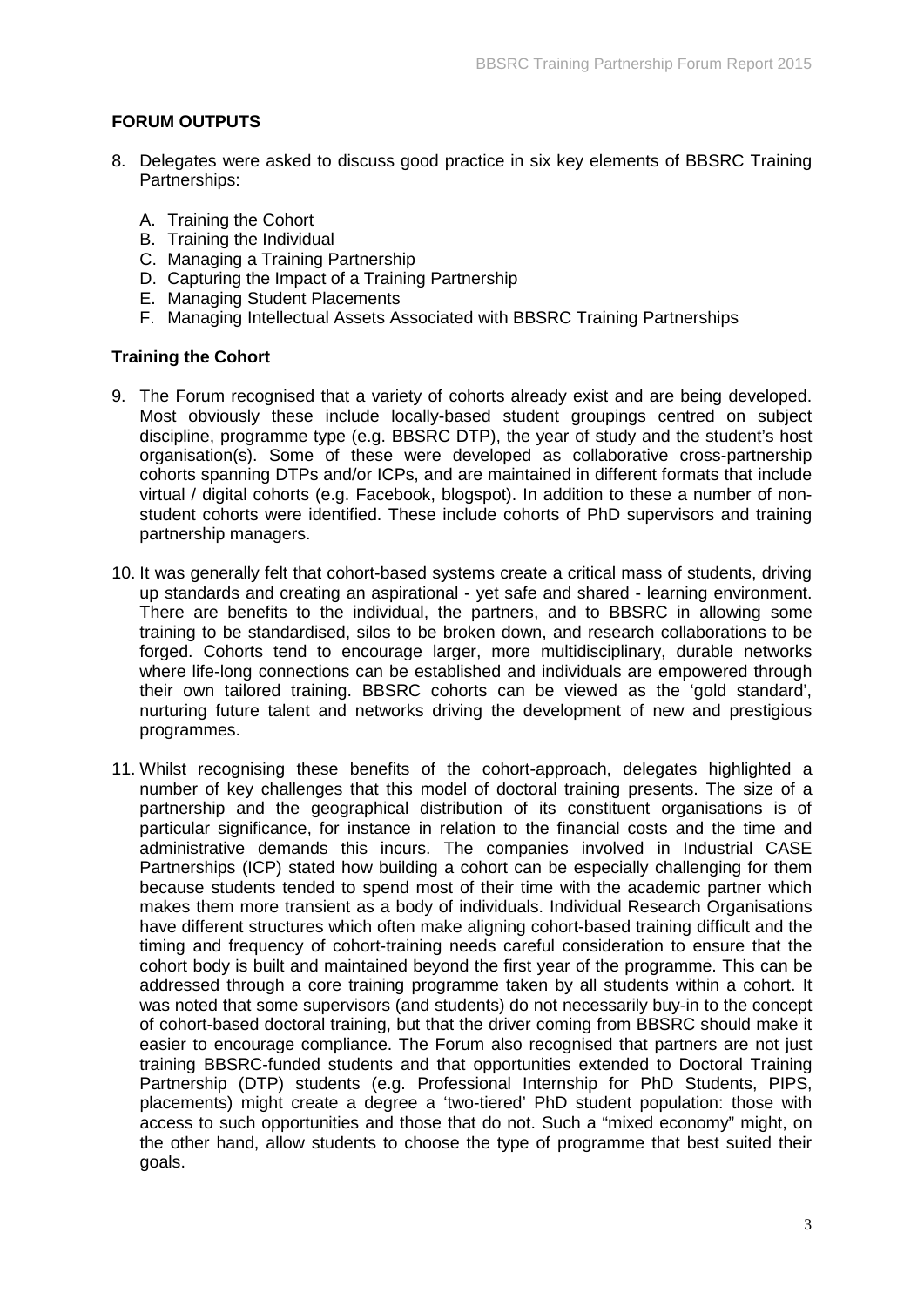## FORUM OUTPUTS

8. Delegates were asked to discuss good practice in six key elements of BBSRC Training Partnerships:

    A. Training the Cohort
    B. Training the Individual
    C. Managing a Training Partnership
    D. Capturing the Impact of a Training Partnership
    E. Managing Student Placements
    F. Managing Intellectual Assets Associated with BBSRC Training Partnerships

### Training the Cohort

9. The Forum recognised that a variety of cohorts already exist and are being developed. Most obviously these include locally-based student groupings centred on subject discipline, programme type (e.g. BBSRC DTP), the year of study and the student's host organisation(s). Some of these were developed as collaborative cross-partnership cohorts spanning DTPs and/or ICPs, and are maintained in different formats that include virtual / digital cohorts (e.g. Facebook, blogspot). In addition to these a number of non-student cohorts were identified. These include cohorts of PhD supervisors and training partnership managers.

10. It was generally felt that cohort-based systems create a critical mass of students, driving up standards and creating an aspirational - yet safe and shared - learning environment. There are benefits to the individual, the partners, and to BBSRC in allowing some training to be standardised, silos to be broken down, and research collaborations to be forged. Cohorts tend to encourage larger, more multidisciplinary, durable networks where life-long connections can be established and individuals are empowered through their own tailored training. BBSRC cohorts can be viewed as the 'gold standard', nurturing future talent and networks driving the development of new and prestigious programmes.

11. Whilst recognising these benefits of the cohort-approach, delegates highlighted a number of key challenges that this model of doctoral training presents. The size of a partnership and the geographical distribution of its constituent organisations is of particular significance, for instance in relation to the financial costs and the time and administrative demands this incurs. The companies involved in Industrial CASE Partnerships (ICP) stated how building a cohort can be especially challenging for them because students tended to spend most of their time with the academic partner which makes them more transient as a body of individuals. Individual Research Organisations have different structures which often make aligning cohort-based training difficult and the timing and frequency of cohort-training needs careful consideration to ensure that the cohort body is built and maintained beyond the first year of the programme. This can be addressed through a core training programme taken by all students within a cohort. It was noted that some supervisors (and students) do not necessarily buy-in to the concept of cohort-based doctoral training, but that the driver coming from BBSRC should make it easier to encourage compliance. The Forum also recognised that partners are not just training BBSRC-funded students and that opportunities extended to Doctoral Training Partnership (DTP) students (e.g. Professional Internship for PhD Students, PIPS, placements) might create a degree a 'two-tiered' PhD student population: those with access to such opportunities and those that do not. Such a "mixed economy" might, on the other hand, allow students to choose the type of programme that best suited their goals.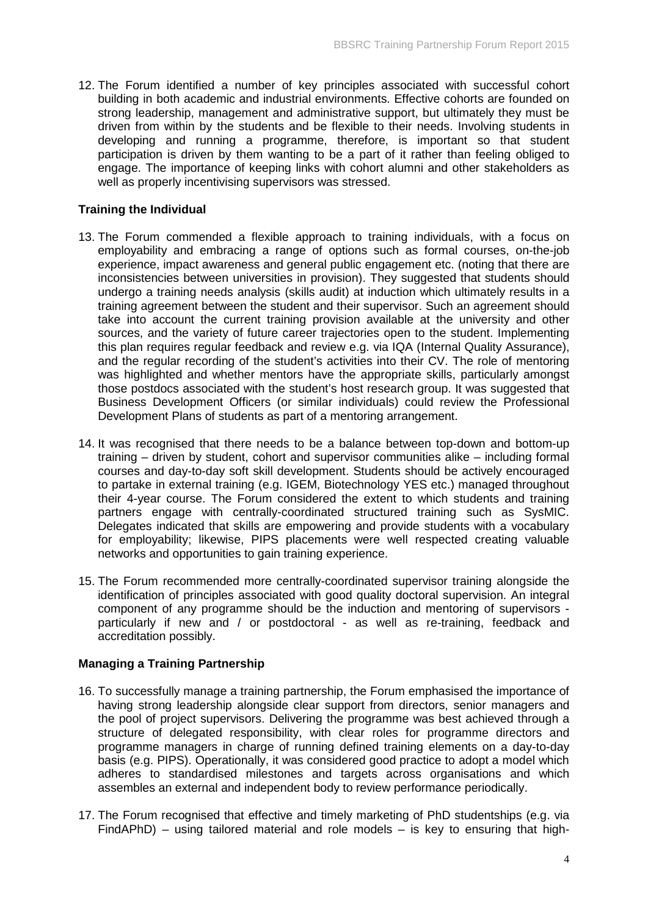12. The Forum identified a number of key principles associated with successful cohort building in both academic and industrial environments. Effective cohorts are founded on strong leadership, management and administrative support, but ultimately they must be driven from within by the students and be flexible to their needs. Involving students in developing and running a programme, therefore, is important so that student participation is driven by them wanting to be a part of it rather than feeling obliged to engage. The importance of keeping links with cohort alumni and other stakeholders as well as properly incentivising supervisors was stressed.

**Training the Individual**

13. The Forum commended a flexible approach to training individuals, with a focus on employability and embracing a range of options such as formal courses, on-the-job experience, impact awareness and general public engagement etc. (noting that there are inconsistencies between universities in provision). They suggested that students should undergo a training needs analysis (skills audit) at induction which ultimately results in a training agreement between the student and their supervisor. Such an agreement should take into account the current training provision available at the university and other sources, and the variety of future career trajectories open to the student. Implementing this plan requires regular feedback and review e.g. via IQA (Internal Quality Assurance), and the regular recording of the student's activities into their CV. The role of mentoring was highlighted and whether mentors have the appropriate skills, particularly amongst those postdocs associated with the student's host research group. It was suggested that Business Development Officers (or similar individuals) could review the Professional Development Plans of students as part of a mentoring arrangement.

14. It was recognised that there needs to be a balance between top-down and bottom-up training – driven by student, cohort and supervisor communities alike – including formal courses and day-to-day soft skill development. Students should be actively encouraged to partake in external training (e.g. IGEM, Biotechnology YES etc.) managed throughout their 4-year course. The Forum considered the extent to which students and training partners engage with centrally-coordinated structured training such as SysMIC. Delegates indicated that skills are empowering and provide students with a vocabulary for employability; likewise, PIPS placements were well respected creating valuable networks and opportunities to gain training experience.

15. The Forum recommended more centrally-coordinated supervisor training alongside the identification of principles associated with good quality doctoral supervision. An integral component of any programme should be the induction and mentoring of supervisors - particularly if new and / or postdoctoral - as well as re-training, feedback and accreditation possibly.

**Managing a Training Partnership**

16. To successfully manage a training partnership, the Forum emphasised the importance of having strong leadership alongside clear support from directors, senior managers and the pool of project supervisors. Delivering the programme was best achieved through a structure of delegated responsibility, with clear roles for programme directors and programme managers in charge of running defined training elements on a day-to-day basis (e.g. PIPS). Operationally, it was considered good practice to adopt a model which adheres to standardised milestones and targets across organisations and which assembles an external and independent body to review performance periodically.

17. The Forum recognised that effective and timely marketing of PhD studentships (e.g. via FindAPhD) – using tailored material and role models – is key to ensuring that high-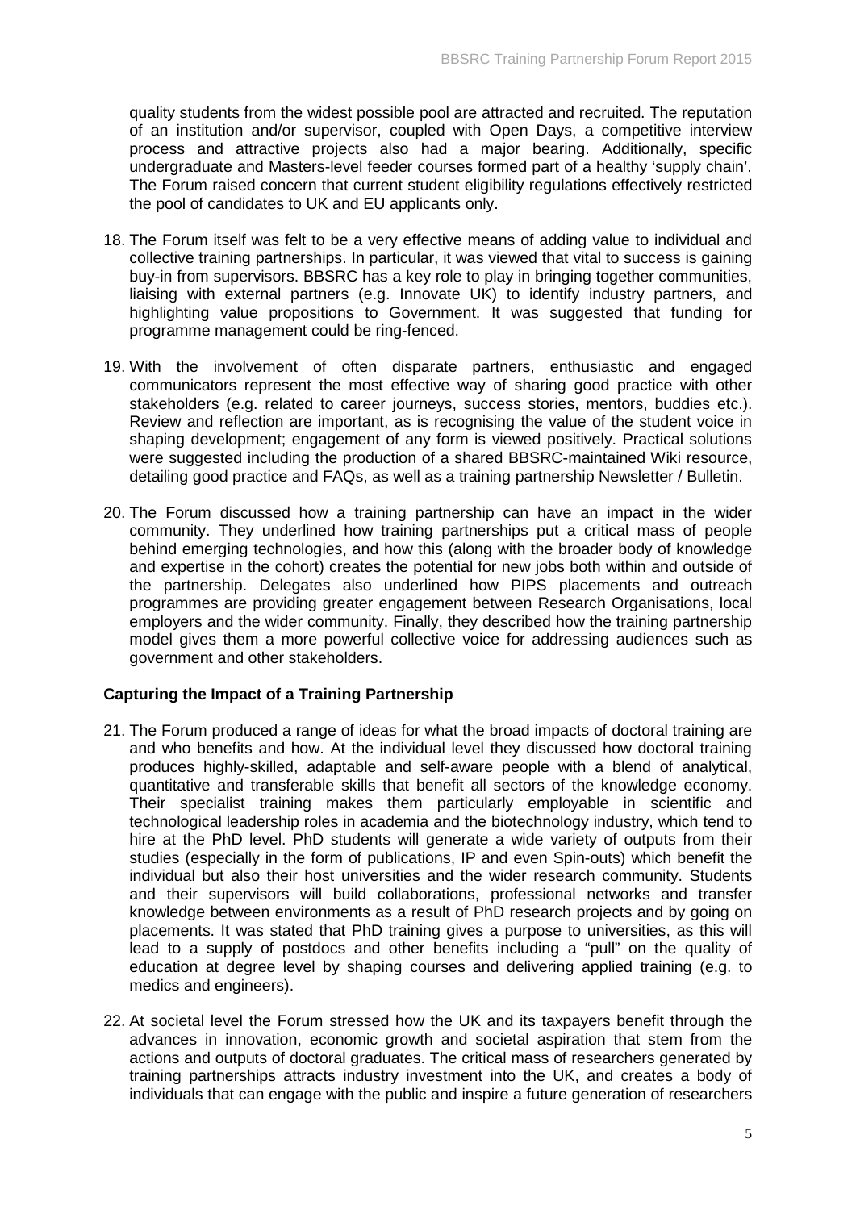quality students from the widest possible pool are attracted and recruited. The reputation of an institution and/or supervisor, coupled with Open Days, a competitive interview process and attractive projects also had a major bearing. Additionally, specific undergraduate and Masters-level feeder courses formed part of a healthy 'supply chain'. The Forum raised concern that current student eligibility regulations effectively restricted the pool of candidates to UK and EU applicants only.

18. The Forum itself was felt to be a very effective means of adding value to individual and collective training partnerships. In particular, it was viewed that vital to success is gaining buy-in from supervisors. BBSRC has a key role to play in bringing together communities, liaising with external partners (e.g. Innovate UK) to identify industry partners, and highlighting value propositions to Government. It was suggested that funding for programme management could be ring-fenced.

19. With the involvement of often disparate partners, enthusiastic and engaged communicators represent the most effective way of sharing good practice with other stakeholders (e.g. related to career journeys, success stories, mentors, buddies etc.). Review and reflection are important, as is recognising the value of the student voice in shaping development; engagement of any form is viewed positively. Practical solutions were suggested including the production of a shared BBSRC-maintained Wiki resource, detailing good practice and FAQs, as well as a training partnership Newsletter / Bulletin.

20. The Forum discussed how a training partnership can have an impact in the wider community. They underlined how training partnerships put a critical mass of people behind emerging technologies, and how this (along with the broader body of knowledge and expertise in the cohort) creates the potential for new jobs both within and outside of the partnership. Delegates also underlined how PIPS placements and outreach programmes are providing greater engagement between Research Organisations, local employers and the wider community. Finally, they described how the training partnership model gives them a more powerful collective voice for addressing audiences such as government and other stakeholders.

**Capturing the Impact of a Training Partnership**

21. The Forum produced a range of ideas for what the broad impacts of doctoral training are and who benefits and how. At the individual level they discussed how doctoral training produces highly-skilled, adaptable and self-aware people with a blend of analytical, quantitative and transferable skills that benefit all sectors of the knowledge economy. Their specialist training makes them particularly employable in scientific and technological leadership roles in academia and the biotechnology industry, which tend to hire at the PhD level. PhD students will generate a wide variety of outputs from their studies (especially in the form of publications, IP and even Spin-outs) which benefit the individual but also their host universities and the wider research community. Students and their supervisors will build collaborations, professional networks and transfer knowledge between environments as a result of PhD research projects and by going on placements. It was stated that PhD training gives a purpose to universities, as this will lead to a supply of postdocs and other benefits including a "pull" on the quality of education at degree level by shaping courses and delivering applied training (e.g. to medics and engineers).

22. At societal level the Forum stressed how the UK and its taxpayers benefit through the advances in innovation, economic growth and societal aspiration that stem from the actions and outputs of doctoral graduates. The critical mass of researchers generated by training partnerships attracts industry investment into the UK, and creates a body of individuals that can engage with the public and inspire a future generation of researchers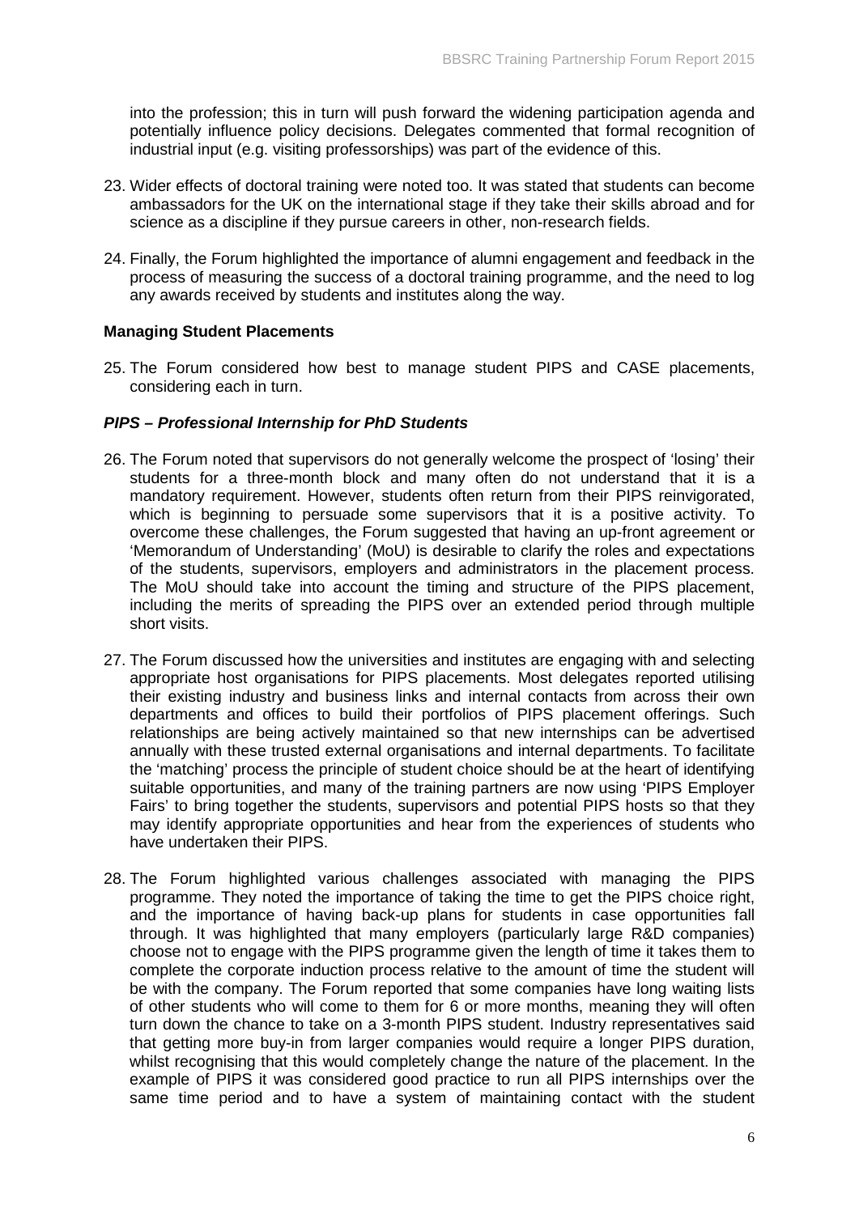into the profession; this in turn will push forward the widening participation agenda and potentially influence policy decisions. Delegates commented that formal recognition of industrial input (e.g. visiting professorships) was part of the evidence of this.

23. Wider effects of doctoral training were noted too. It was stated that students can become ambassadors for the UK on the international stage if they take their skills abroad and for science as a discipline if they pursue careers in other, non-research fields.

24. Finally, the Forum highlighted the importance of alumni engagement and feedback in the process of measuring the success of a doctoral training programme, and the need to log any awards received by students and institutes along the way.

**Managing Student Placements**

25. The Forum considered how best to manage student PIPS and CASE placements, considering each in turn.

***PIPS – Professional Internship for PhD Students***

26. The Forum noted that supervisors do not generally welcome the prospect of 'losing' their students for a three-month block and many often do not understand that it is a mandatory requirement. However, students often return from their PIPS reinvigorated, which is beginning to persuade some supervisors that it is a positive activity. To overcome these challenges, the Forum suggested that having an up-front agreement or 'Memorandum of Understanding' (MoU) is desirable to clarify the roles and expectations of the students, supervisors, employers and administrators in the placement process. The MoU should take into account the timing and structure of the PIPS placement, including the merits of spreading the PIPS over an extended period through multiple short visits.

27. The Forum discussed how the universities and institutes are engaging with and selecting appropriate host organisations for PIPS placements. Most delegates reported utilising their existing industry and business links and internal contacts from across their own departments and offices to build their portfolios of PIPS placement offerings. Such relationships are being actively maintained so that new internships can be advertised annually with these trusted external organisations and internal departments. To facilitate the 'matching' process the principle of student choice should be at the heart of identifying suitable opportunities, and many of the training partners are now using 'PIPS Employer Fairs' to bring together the students, supervisors and potential PIPS hosts so that they may identify appropriate opportunities and hear from the experiences of students who have undertaken their PIPS.

28. The Forum highlighted various challenges associated with managing the PIPS programme. They noted the importance of taking the time to get the PIPS choice right, and the importance of having back-up plans for students in case opportunities fall through. It was highlighted that many employers (particularly large R&D companies) choose not to engage with the PIPS programme given the length of time it takes them to complete the corporate induction process relative to the amount of time the student will be with the company. The Forum reported that some companies have long waiting lists of other students who will come to them for 6 or more months, meaning they will often turn down the chance to take on a 3-month PIPS student. Industry representatives said that getting more buy-in from larger companies would require a longer PIPS duration, whilst recognising that this would completely change the nature of the placement. In the example of PIPS it was considered good practice to run all PIPS internships over the same time period and to have a system of maintaining contact with the student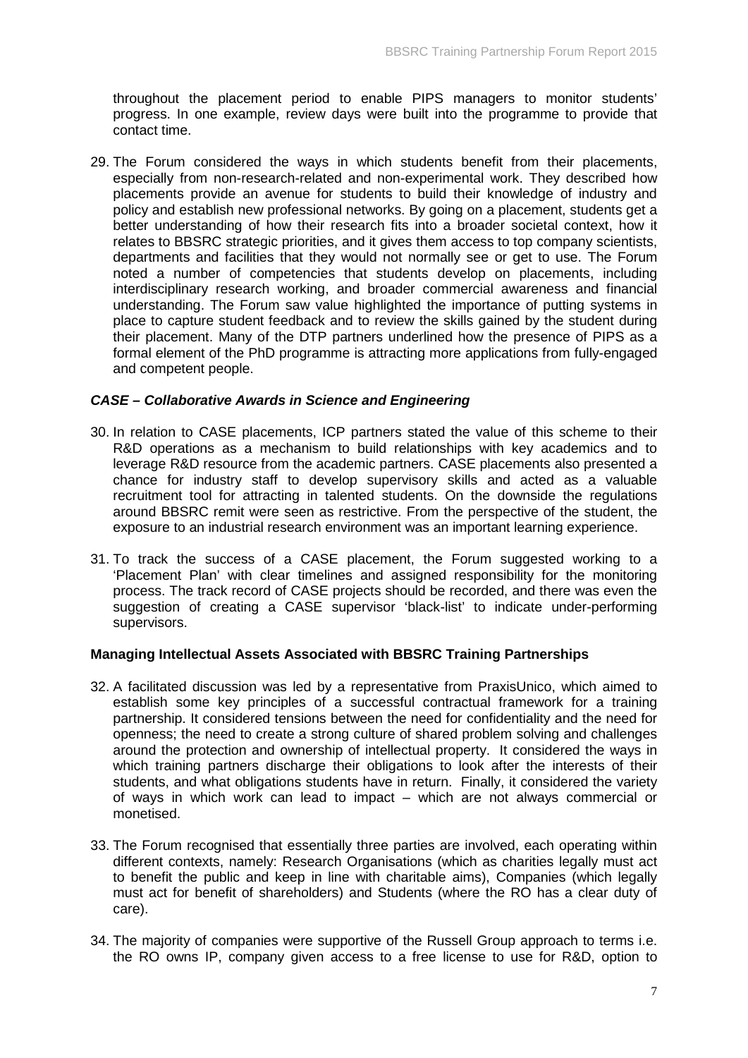throughout the placement period to enable PIPS managers to monitor students' progress. In one example, review days were built into the programme to provide that contact time.

29. The Forum considered the ways in which students benefit from their placements, especially from non-research-related and non-experimental work. They described how placements provide an avenue for students to build their knowledge of industry and policy and establish new professional networks. By going on a placement, students get a better understanding of how their research fits into a broader societal context, how it relates to BBSRC strategic priorities, and it gives them access to top company scientists, departments and facilities that they would not normally see or get to use. The Forum noted a number of competencies that students develop on placements, including interdisciplinary research working, and broader commercial awareness and financial understanding. The Forum saw value highlighted the importance of putting systems in place to capture student feedback and to review the skills gained by the student during their placement. Many of the DTP partners underlined how the presence of PIPS as a formal element of the PhD programme is attracting more applications from fully-engaged and competent people.

### *CASE – Collaborative Awards in Science and Engineering*

30. In relation to CASE placements, ICP partners stated the value of this scheme to their R&D operations as a mechanism to build relationships with key academics and to leverage R&D resource from the academic partners. CASE placements also presented a chance for industry staff to develop supervisory skills and acted as a valuable recruitment tool for attracting in talented students. On the downside the regulations around BBSRC remit were seen as restrictive. From the perspective of the student, the exposure to an industrial research environment was an important learning experience.

31. To track the success of a CASE placement, the Forum suggested working to a 'Placement Plan' with clear timelines and assigned responsibility for the monitoring process. The track record of CASE projects should be recorded, and there was even the suggestion of creating a CASE supervisor 'black-list' to indicate under-performing supervisors.

## Managing Intellectual Assets Associated with BBSRC Training Partnerships

32. A facilitated discussion was led by a representative from PraxisUnico, which aimed to establish some key principles of a successful contractual framework for a training partnership. It considered tensions between the need for confidentiality and the need for openness; the need to create a strong culture of shared problem solving and challenges around the protection and ownership of intellectual property. It considered the ways in which training partners discharge their obligations to look after the interests of their students, and what obligations students have in return. Finally, it considered the variety of ways in which work can lead to impact – which are not always commercial or monetised.

33. The Forum recognised that essentially three parties are involved, each operating within different contexts, namely: Research Organisations (which as charities legally must act to benefit the public and keep in line with charitable aims), Companies (which legally must act for benefit of shareholders) and Students (where the RO has a clear duty of care).

34. The majority of companies were supportive of the Russell Group approach to terms i.e. the RO owns IP, company given access to a free license to use for R&D, option to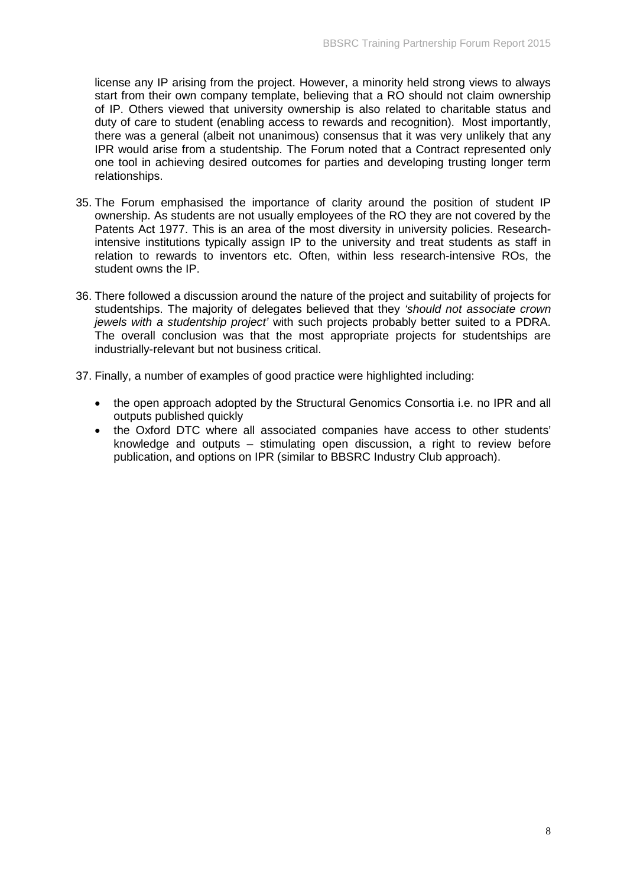license any IP arising from the project. However, a minority held strong views to always start from their own company template, believing that a RO should not claim ownership of IP. Others viewed that university ownership is also related to charitable status and duty of care to student (enabling access to rewards and recognition). Most importantly, there was a general (albeit not unanimous) consensus that it was very unlikely that any IPR would arise from a studentship. The Forum noted that a Contract represented only one tool in achieving desired outcomes for parties and developing trusting longer term relationships.

35. The Forum emphasised the importance of clarity around the position of student IP ownership. As students are not usually employees of the RO they are not covered by the Patents Act 1977. This is an area of the most diversity in university policies. Research-intensive institutions typically assign IP to the university and treat students as staff in relation to rewards to inventors etc. Often, within less research-intensive ROs, the student owns the IP.

36. There followed a discussion around the nature of the project and suitability of projects for studentships. The majority of delegates believed that they *'should not associate crown jewels with a studentship project'* with such projects probably better suited to a PDRA. The overall conclusion was that the most appropriate projects for studentships are industrially-relevant but not business critical.

37. Finally, a number of examples of good practice were highlighted including:

   - the open approach adopted by the Structural Genomics Consortia i.e. no IPR and all outputs published quickly
   - the Oxford DTC where all associated companies have access to other students' knowledge and outputs – stimulating open discussion, a right to review before publication, and options on IPR (similar to BBSRC Industry Club approach).